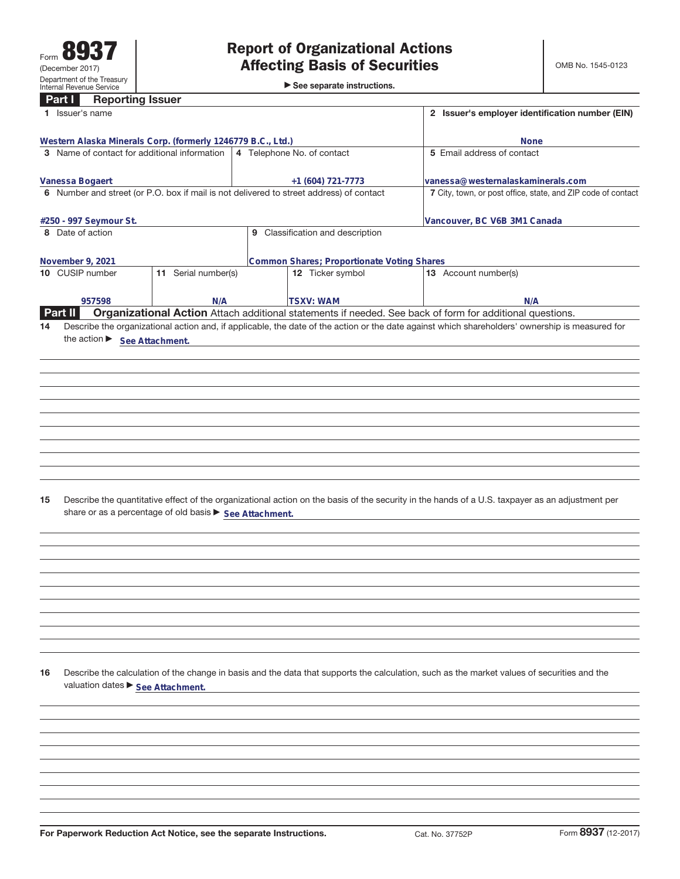Form **8937**
(December 2017)
Department of the Treasury
Internal Revenue Service

# Report of Organizational Actions Affecting Basis of Securities

► See separate instructions.

OMB No. 1545-0123

## Part I Reporting Issuer

| | |
|---|---|
| **1** Issuer's name: Western Alaska Minerals Corp. (formerly 1246779 B.C., Ltd.) | **2** Issuer's employer identification number (EIN): None |

| | | |
|---|---|---|
| **3** Name of contact for additional information: Vanessa Bogaert | **4** Telephone No. of contact: +1 (604) 721-7773 | **5** Email address of contact: vanessa@westernalaskaminerals.com |

| | |
|---|---|
| **6** Number and street (or P.O. box if mail is not delivered to street address) of contact: #250 - 997 Seymour St. | **7** City, town, or post office, state, and ZIP code of contact: Vancouver, BC V6B 3M1 Canada |

| | |
|---|---|
| **8** Date of action: November 9, 2021 | **9** Classification and description: Common Shares; Proportionate Voting Shares |

| | | | |
|---|---|---|---|
| **10** CUSIP number: 957598 | **11** Serial number(s): N/A | **12** Ticker symbol: TSXV: WAM | **13** Account number(s): N/A |

## Part II Organizational Action

Attach additional statements if needed. See back of form for additional questions.

**14** Describe the organizational action and, if applicable, the date of the action or the date against which shareholders' ownership is measured for the action ► See Attachment.

**15** Describe the quantitative effect of the organizational action on the basis of the security in the hands of a U.S. taxpayer as an adjustment per share or as a percentage of old basis ► See Attachment.

**16** Describe the calculation of the change in basis and the data that supports the calculation, such as the market values of securities and the valuation dates ► See Attachment.

For Paperwork Reduction Act Notice, see the separate Instructions. Cat. No. 37752P Form **8937** (12-2017)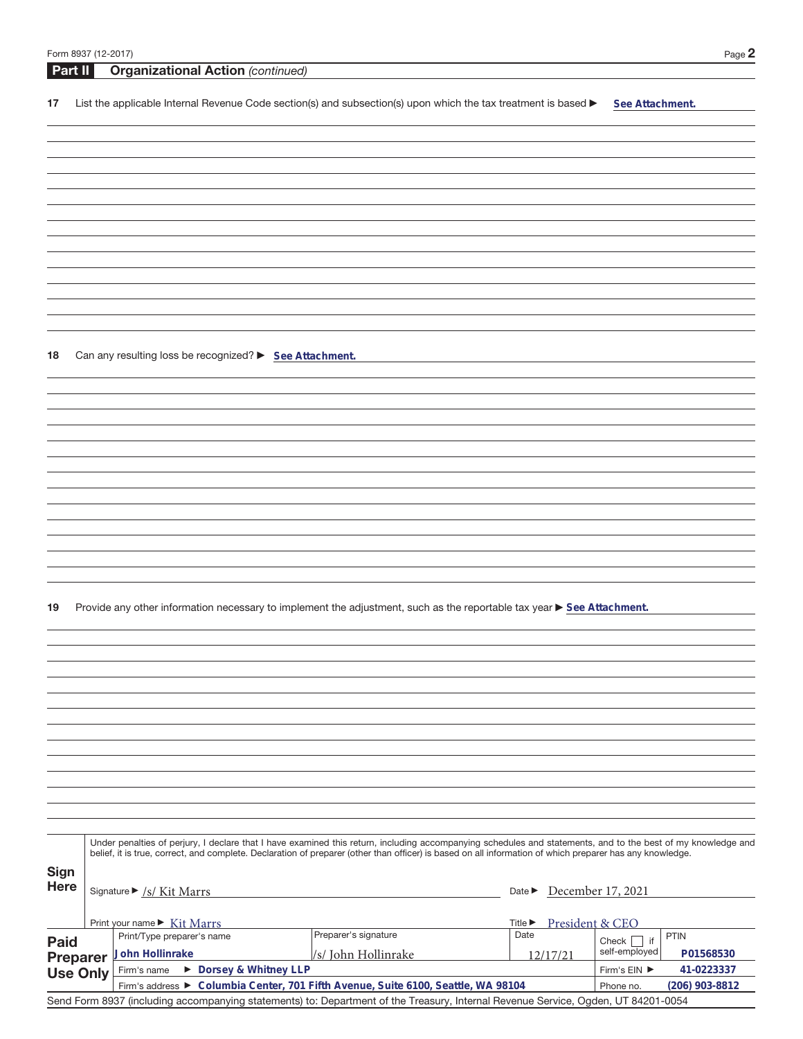## Part II Organizational Action *(continued)*

**17** List the applicable Internal Revenue Code section(s) and subsection(s) upon which the tax treatment is based ▶ See Attachment.

**18** Can any resulting loss be recognized? ▶ See Attachment.

**19** Provide any other information necessary to implement the adjustment, such as the reportable tax year ▶ See Attachment.

**Sign Here**

Under penalties of perjury, I declare that I have examined this return, including accompanying schedules and statements, and to the best of my knowledge and belief, it is true, correct, and complete. Declaration of preparer (other than officer) is based on all information of which preparer has any knowledge.

Signature ▶ /s/ Kit Marrs    Date ▶ December 17, 2021

Print your name ▶ Kit Marrs    Title ▶ President & CEO

**Paid Preparer Use Only**

| Print/Type preparer's name | Preparer's signature | Date | Check ☐ if self-employed | PTIN |
|---|---|---|---|---|
| John Hollinrake | /s/ John Hollinrake | 12/17/21 | | P01568530 |
| Firm's name ▶ Dorsey & Whitney LLP | | | Firm's EIN ▶ | 41-0223337 |
| Firm's address ▶ Columbia Center, 701 Fifth Avenue, Suite 6100, Seattle, WA 98104 | | | Phone no. | (206) 903-8812 |

Send Form 8937 (including accompanying statements) to: Department of the Treasury, Internal Revenue Service, Ogden, UT 84201-0054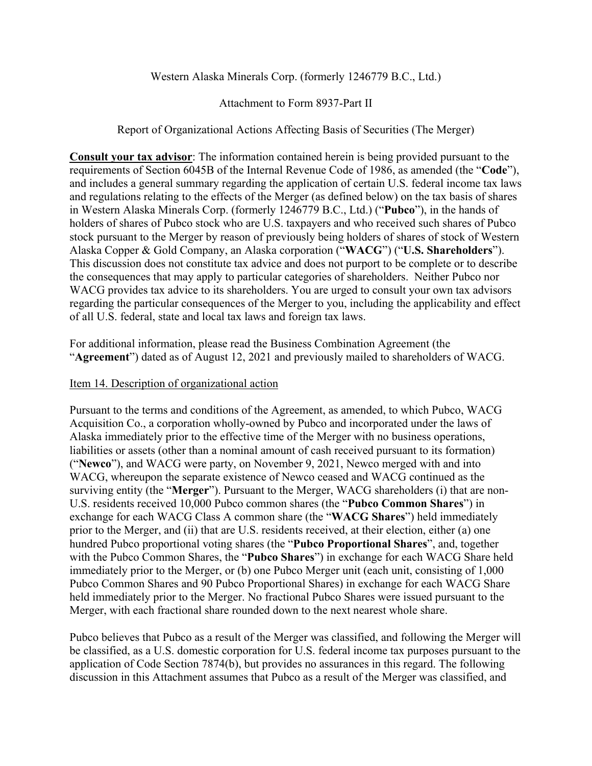Western Alaska Minerals Corp. (formerly 1246779 B.C., Ltd.)

Attachment to Form 8937-Part II

Report of Organizational Actions Affecting Basis of Securities (The Merger)

**Consult your tax advisor**: The information contained herein is being provided pursuant to the requirements of Section 6045B of the Internal Revenue Code of 1986, as amended (the "**Code**"), and includes a general summary regarding the application of certain U.S. federal income tax laws and regulations relating to the effects of the Merger (as defined below) on the tax basis of shares in Western Alaska Minerals Corp. (formerly 1246779 B.C., Ltd.) ("**Pubco**"), in the hands of holders of shares of Pubco stock who are U.S. taxpayers and who received such shares of Pubco stock pursuant to the Merger by reason of previously being holders of shares of stock of Western Alaska Copper & Gold Company, an Alaska corporation ("**WACG**") ("**U.S. Shareholders**"). This discussion does not constitute tax advice and does not purport to be complete or to describe the consequences that may apply to particular categories of shareholders. Neither Pubco nor WACG provides tax advice to its shareholders. You are urged to consult your own tax advisors regarding the particular consequences of the Merger to you, including the applicability and effect of all U.S. federal, state and local tax laws and foreign tax laws.

For additional information, please read the Business Combination Agreement (the "**Agreement**") dated as of August 12, 2021 and previously mailed to shareholders of WACG.

Item 14. Description of organizational action

Pursuant to the terms and conditions of the Agreement, as amended, to which Pubco, WACG Acquisition Co., a corporation wholly-owned by Pubco and incorporated under the laws of Alaska immediately prior to the effective time of the Merger with no business operations, liabilities or assets (other than a nominal amount of cash received pursuant to its formation) ("**Newco**"), and WACG were party, on November 9, 2021, Newco merged with and into WACG, whereupon the separate existence of Newco ceased and WACG continued as the surviving entity (the "**Merger**"). Pursuant to the Merger, WACG shareholders (i) that are non-U.S. residents received 10,000 Pubco common shares (the "**Pubco Common Shares**") in exchange for each WACG Class A common share (the "**WACG Shares**") held immediately prior to the Merger, and (ii) that are U.S. residents received, at their election, either (a) one hundred Pubco proportional voting shares (the "**Pubco Proportional Shares**", and, together with the Pubco Common Shares, the "**Pubco Shares**") in exchange for each WACG Share held immediately prior to the Merger, or (b) one Pubco Merger unit (each unit, consisting of 1,000 Pubco Common Shares and 90 Pubco Proportional Shares) in exchange for each WACG Share held immediately prior to the Merger. No fractional Pubco Shares were issued pursuant to the Merger, with each fractional share rounded down to the next nearest whole share.

Pubco believes that Pubco as a result of the Merger was classified, and following the Merger will be classified, as a U.S. domestic corporation for U.S. federal income tax purposes pursuant to the application of Code Section 7874(b), but provides no assurances in this regard. The following discussion in this Attachment assumes that Pubco as a result of the Merger was classified, and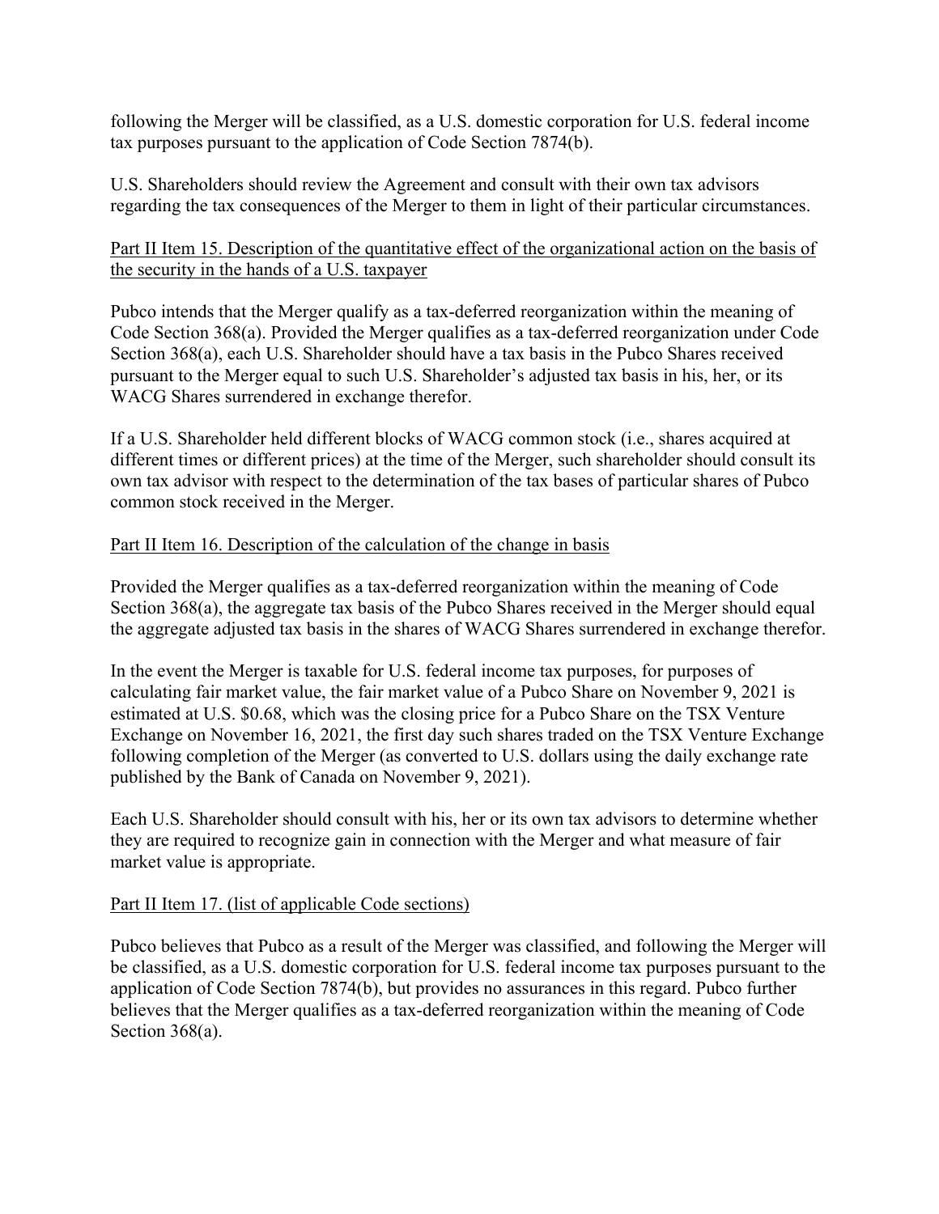following the Merger will be classified, as a U.S. domestic corporation for U.S. federal income tax purposes pursuant to the application of Code Section 7874(b).

U.S. Shareholders should review the Agreement and consult with their own tax advisors regarding the tax consequences of the Merger to them in light of their particular circumstances.

<u>Part II Item 15. Description of the quantitative effect of the organizational action on the basis of the security in the hands of a U.S. taxpayer</u>

Pubco intends that the Merger qualify as a tax-deferred reorganization within the meaning of Code Section 368(a). Provided the Merger qualifies as a tax-deferred reorganization under Code Section 368(a), each U.S. Shareholder should have a tax basis in the Pubco Shares received pursuant to the Merger equal to such U.S. Shareholder's adjusted tax basis in his, her, or its WACG Shares surrendered in exchange therefor.

If a U.S. Shareholder held different blocks of WACG common stock (i.e., shares acquired at different times or different prices) at the time of the Merger, such shareholder should consult its own tax advisor with respect to the determination of the tax bases of particular shares of Pubco common stock received in the Merger.

<u>Part II Item 16. Description of the calculation of the change in basis</u>

Provided the Merger qualifies as a tax-deferred reorganization within the meaning of Code Section 368(a), the aggregate tax basis of the Pubco Shares received in the Merger should equal the aggregate adjusted tax basis in the shares of WACG Shares surrendered in exchange therefor.

In the event the Merger is taxable for U.S. federal income tax purposes, for purposes of calculating fair market value, the fair market value of a Pubco Share on November 9, 2021 is estimated at U.S. $0.68, which was the closing price for a Pubco Share on the TSX Venture Exchange on November 16, 2021, the first day such shares traded on the TSX Venture Exchange following completion of the Merger (as converted to U.S. dollars using the daily exchange rate published by the Bank of Canada on November 9, 2021).

Each U.S. Shareholder should consult with his, her or its own tax advisors to determine whether they are required to recognize gain in connection with the Merger and what measure of fair market value is appropriate.

<u>Part II Item 17. (list of applicable Code sections)</u>

Pubco believes that Pubco as a result of the Merger was classified, and following the Merger will be classified, as a U.S. domestic corporation for U.S. federal income tax purposes pursuant to the application of Code Section 7874(b), but provides no assurances in this regard. Pubco further believes that the Merger qualifies as a tax-deferred reorganization within the meaning of Code Section 368(a).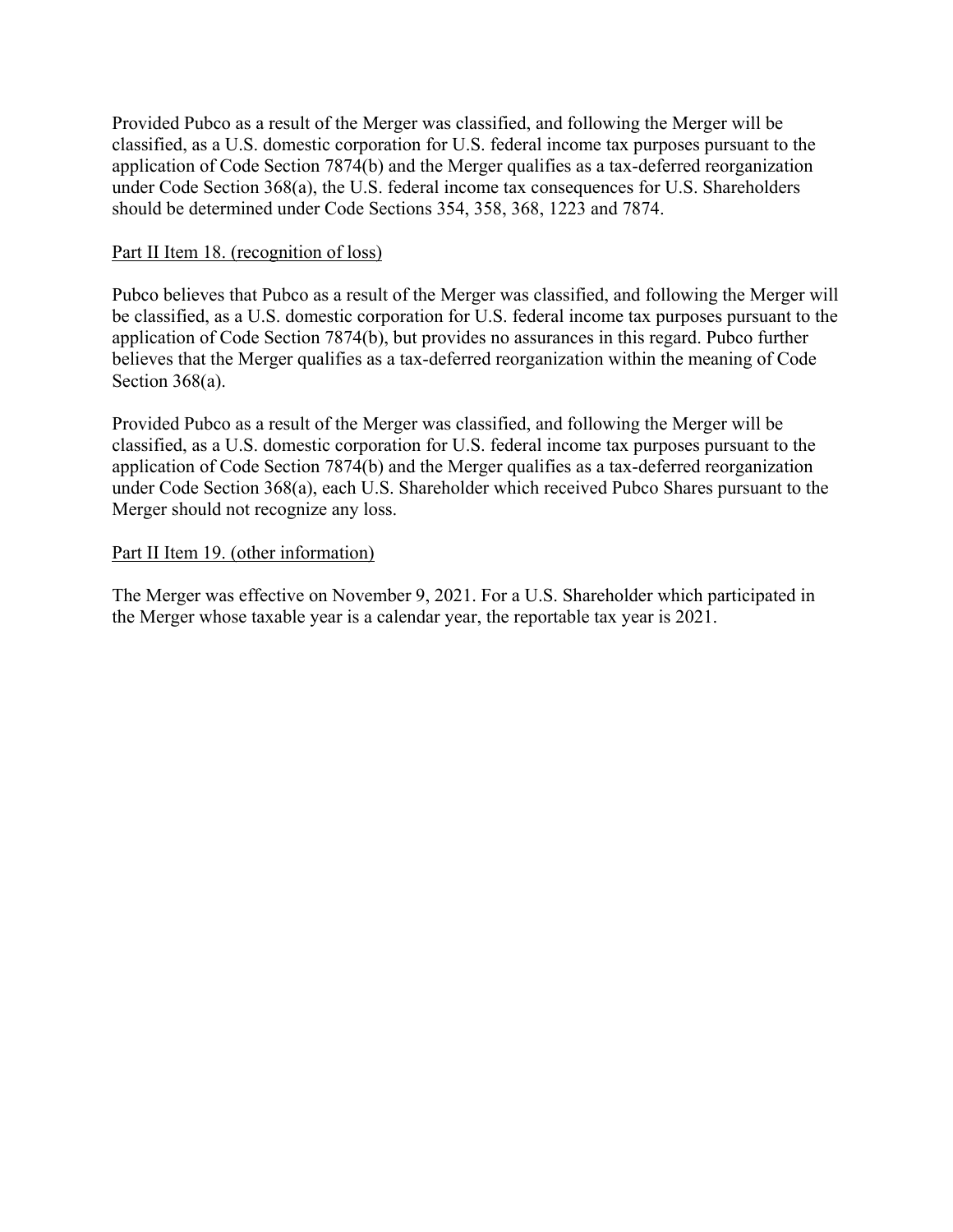Provided Pubco as a result of the Merger was classified, and following the Merger will be classified, as a U.S. domestic corporation for U.S. federal income tax purposes pursuant to the application of Code Section 7874(b) and the Merger qualifies as a tax-deferred reorganization under Code Section 368(a), the U.S. federal income tax consequences for U.S. Shareholders should be determined under Code Sections 354, 358, 368, 1223 and 7874.

<u>Part II Item 18. (recognition of loss)</u>

Pubco believes that Pubco as a result of the Merger was classified, and following the Merger will be classified, as a U.S. domestic corporation for U.S. federal income tax purposes pursuant to the application of Code Section 7874(b), but provides no assurances in this regard. Pubco further believes that the Merger qualifies as a tax-deferred reorganization within the meaning of Code Section 368(a).

Provided Pubco as a result of the Merger was classified, and following the Merger will be classified, as a U.S. domestic corporation for U.S. federal income tax purposes pursuant to the application of Code Section 7874(b) and the Merger qualifies as a tax-deferred reorganization under Code Section 368(a), each U.S. Shareholder which received Pubco Shares pursuant to the Merger should not recognize any loss.

<u>Part II Item 19. (other information)</u>

The Merger was effective on November 9, 2021. For a U.S. Shareholder which participated in the Merger whose taxable year is a calendar year, the reportable tax year is 2021.